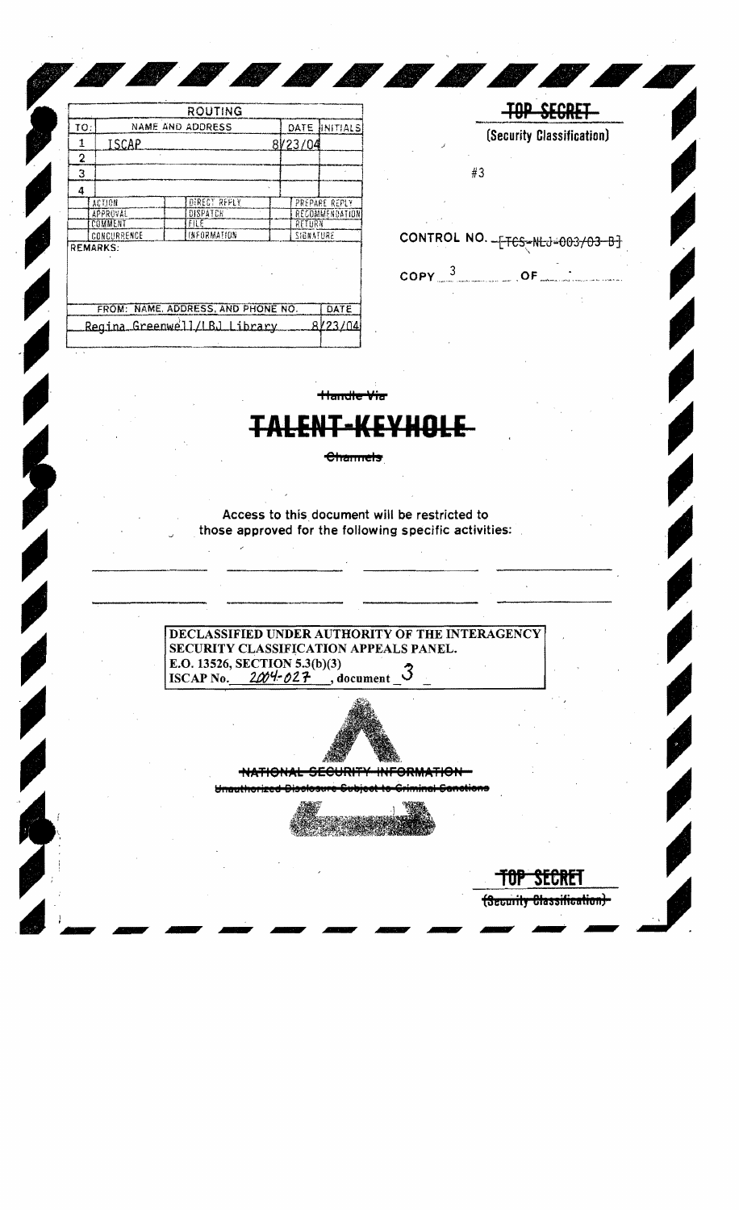| ROUTING | | | |
|---|---|---|---|
| TO: | NAME AND ADDRESS | DATE | INITIALS |
| 1 | ISCAP | 8/23/04 | |
| 2 | | | |
| 3 | | | |
| 4 | | | |

| | | |
|---|---|---|
| ACTION | DIRECT REPLY | PREPARE REPLY |
| APPROVAL | DISPATCH | RECOMMENDATION |
| COMMENT | FILE | RETURN |
| CONCURRENCE | INFORMATION | SIGNATURE |

REMARKS:

| FROM: NAME, ADDRESS, AND PHONE NO. | DATE |
|---|---|
| Regina Greenwell/LBJ Library | 8/23/04 |

~~TOP SECRET~~

(Security Classification)

#3

CONTROL NO. ~~[TCS-NLJ-003/03-B]~~

COPY 3 OF

~~Handle Via~~

# ~~TALENT-KEYHOLE~~

~~Channels~~

Access to this document will be restricted to those approved for the following specific activities:

**DECLASSIFIED UNDER AUTHORITY OF THE INTERAGENCY SECURITY CLASSIFICATION APPEALS PANEL.**
**E.O. 13526, SECTION 5.3(b)(3)**
**ISCAP No. 2004-027, document 3**

~~NATIONAL SECURITY INFORMATION~~

~~Unauthorized Disclosure Subject to Criminal Sanctions~~

~~TOP SECRET~~

~~(Security Classification)~~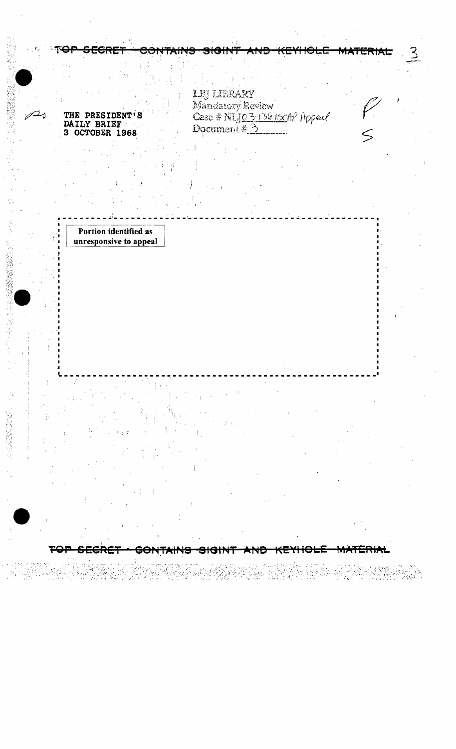TOP SECRET CONTAINS SIGINT AND KEYHOLE MATERIAL

LBJ LIBRARY
Mandatory Review
Case # NLJ 03-136 ISCAP Appeal
Document # 3

THE PRESIDENT'S
DAILY BRIEF
3 OCTOBER 1968

Portion identified as unresponsive to appeal

TOP SECRET CONTAINS SIGINT AND KEYHOLE MATERIAL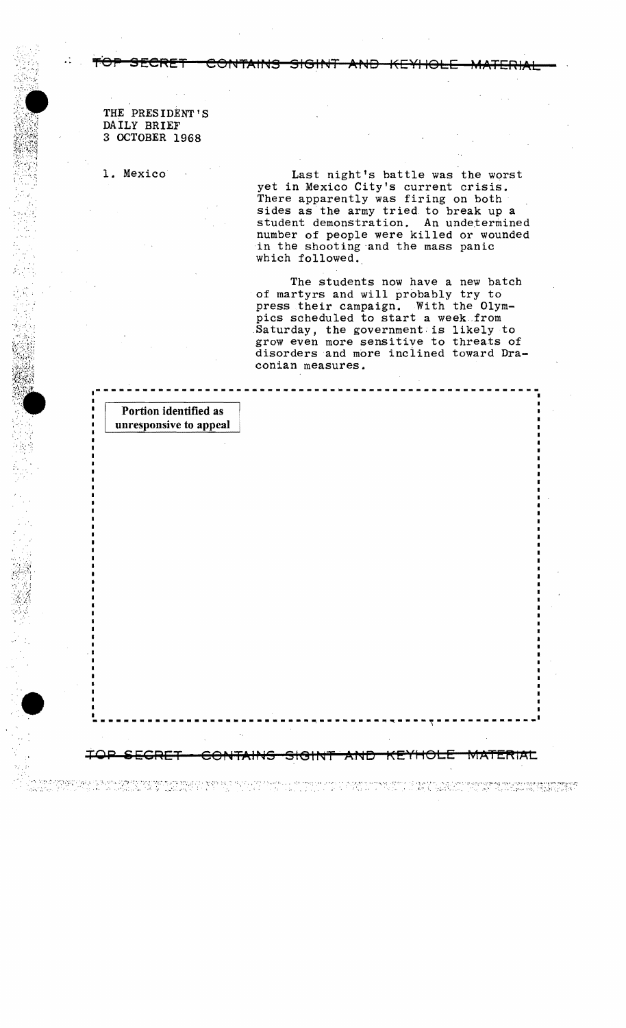TOP SECRET — CONTAINS SIGINT AND KEYHOLE MATERIAL

THE PRESIDENT'S
DAILY BRIEF
3 OCTOBER 1968

1. Mexico

Last night's battle was the worst yet in Mexico City's current crisis. There apparently was firing on both sides as the army tried to break up a student demonstration. An undetermined number of people were killed or wounded in the shooting and the mass panic which followed.

The students now have a new batch of martyrs and will probably try to press their campaign. With the Olympics scheduled to start a week from Saturday, the government is likely to grow even more sensitive to threats of disorders and more inclined toward Draconian measures.

Portion identified as unresponsive to appeal

TOP SECRET — CONTAINS SIGINT AND KEYHOLE MATERIAL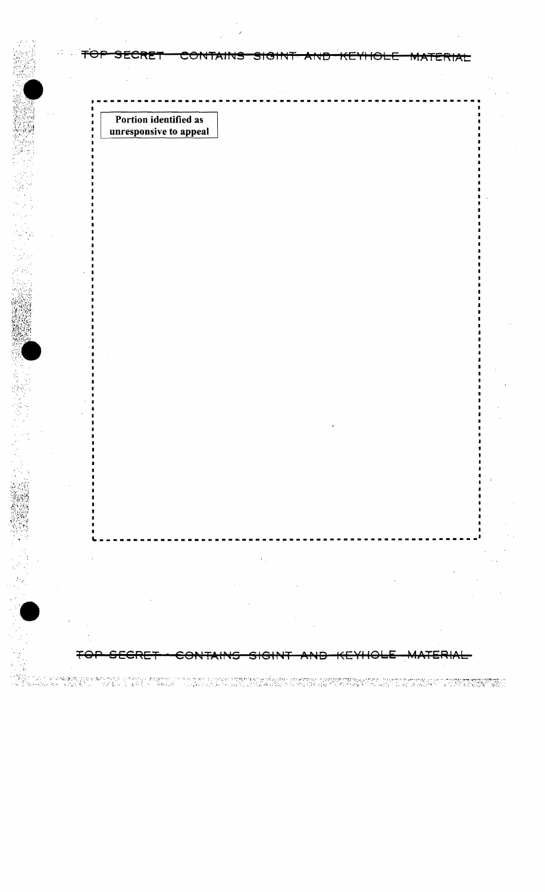Portion identified as unresponsive to appeal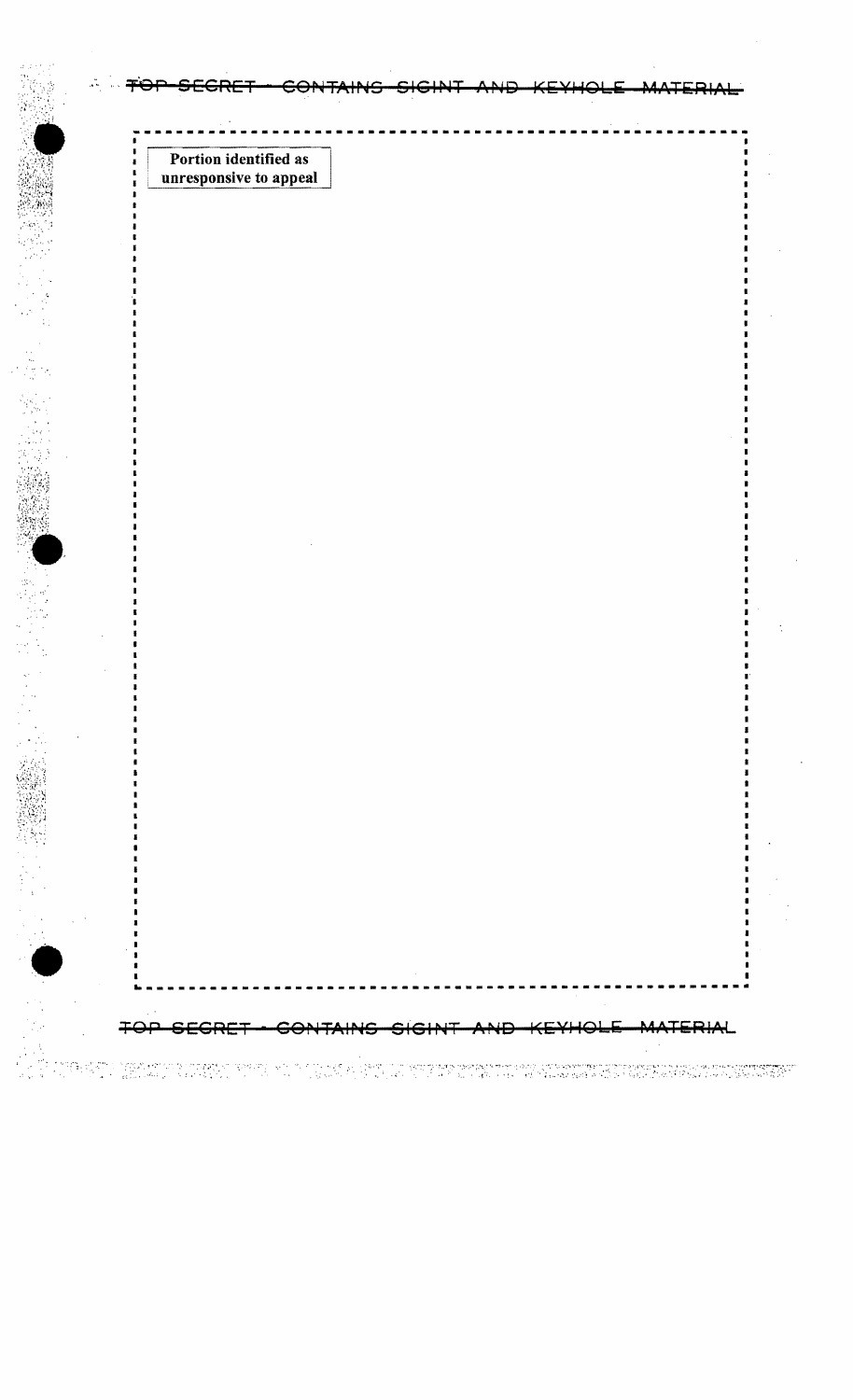~~TOP SECRET - CONTAINS SIGINT AND KEYHOLE MATERIAL~~

**Portion identified as unresponsive to appeal**

~~TOP SECRET - CONTAINS SIGINT AND KEYHOLE MATERIAL~~